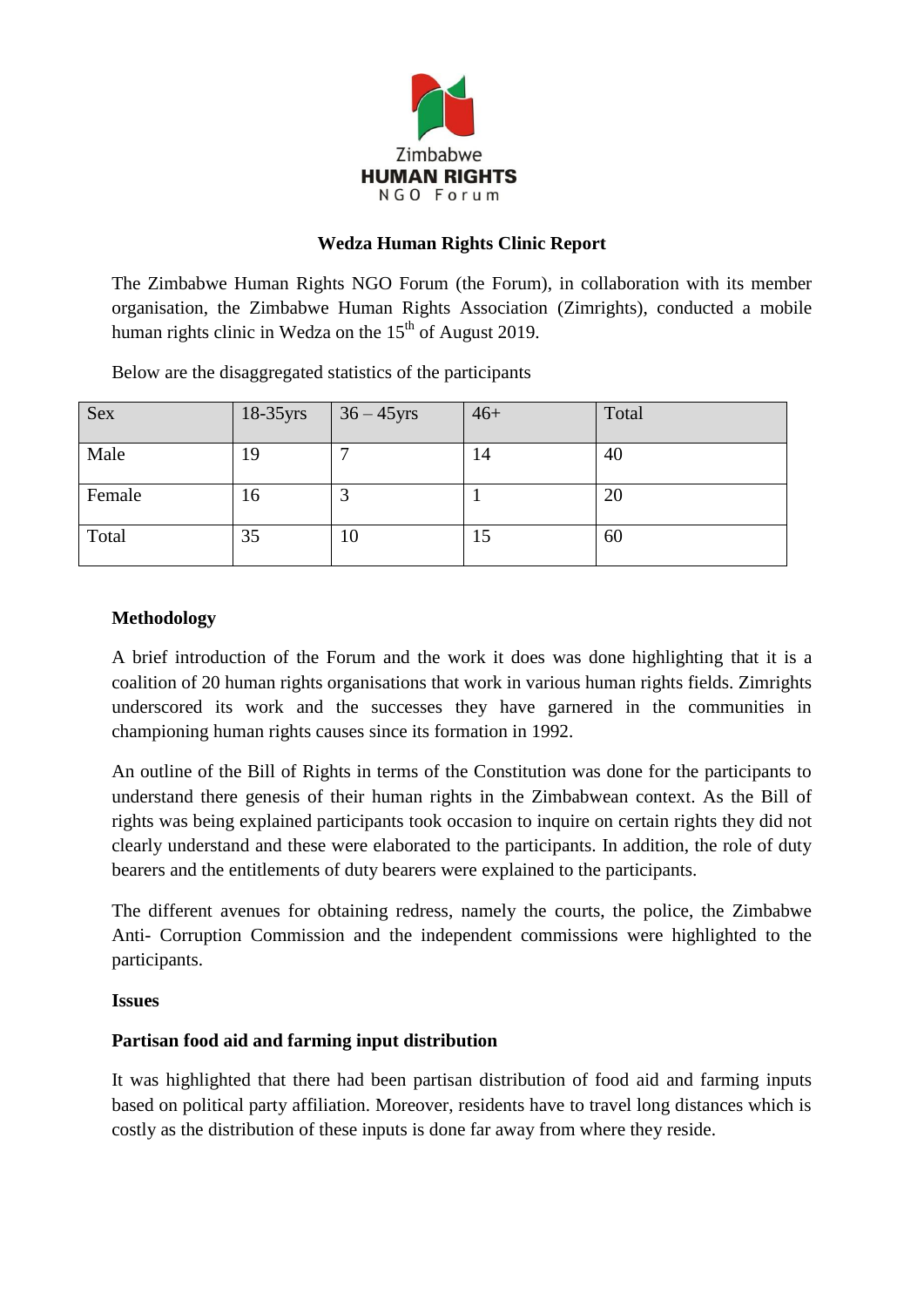Zimbabwe
**HUMAN RIGHTS**
NGO Forum

# Wedza Human Rights Clinic Report

The Zimbabwe Human Rights NGO Forum (the Forum), in collaboration with its member organisation, the Zimbabwe Human Rights Association (Zimrights), conducted a mobile human rights clinic in Wedza on the 15th of August 2019.

Below are the disaggregated statistics of the participants

| Sex | 18-35yrs | 36 – 45yrs | 46+ | Total |
|---|---|---|---|---|
| Male | 19 | 7 | 14 | 40 |
| Female | 16 | 3 | 1 | 20 |
| Total | 35 | 10 | 15 | 60 |

## Methodology

A brief introduction of the Forum and the work it does was done highlighting that it is a coalition of 20 human rights organisations that work in various human rights fields. Zimrights underscored its work and the successes they have garnered in the communities in championing human rights causes since its formation in 1992.

An outline of the Bill of Rights in terms of the Constitution was done for the participants to understand there genesis of their human rights in the Zimbabwean context. As the Bill of rights was being explained participants took occasion to inquire on certain rights they did not clearly understand and these were elaborated to the participants. In addition, the role of duty bearers and the entitlements of duty bearers were explained to the participants.

The different avenues for obtaining redress, namely the courts, the police, the Zimbabwe Anti- Corruption Commission and the independent commissions were highlighted to the participants.

## Issues

### Partisan food aid and farming input distribution

It was highlighted that there had been partisan distribution of food aid and farming inputs based on political party affiliation. Moreover, residents have to travel long distances which is costly as the distribution of these inputs is done far away from where they reside.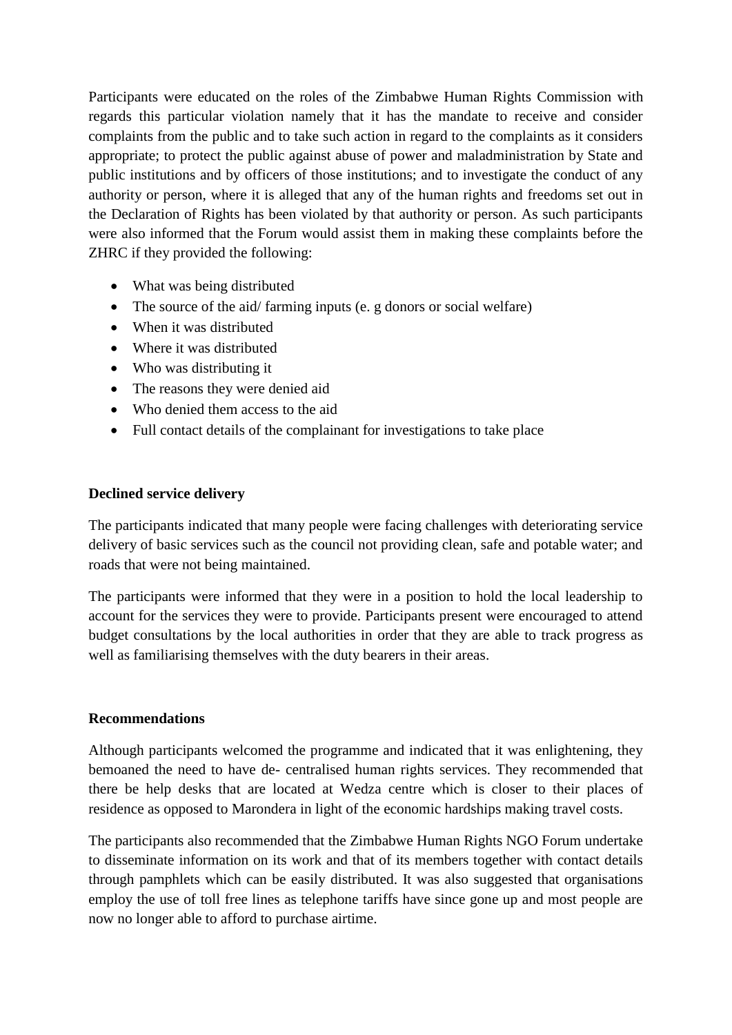Participants were educated on the roles of the Zimbabwe Human Rights Commission with regards this particular violation namely that it has the mandate to receive and consider complaints from the public and to take such action in regard to the complaints as it considers appropriate; to protect the public against abuse of power and maladministration by State and public institutions and by officers of those institutions; and to investigate the conduct of any authority or person, where it is alleged that any of the human rights and freedoms set out in the Declaration of Rights has been violated by that authority or person. As such participants were also informed that the Forum would assist them in making these complaints before the ZHRC if they provided the following:

- What was being distributed
- The source of the aid/ farming inputs (e. g donors or social welfare)
- When it was distributed
- Where it was distributed
- Who was distributing it
- The reasons they were denied aid
- Who denied them access to the aid
- Full contact details of the complainant for investigations to take place

**Declined service delivery**

The participants indicated that many people were facing challenges with deteriorating service delivery of basic services such as the council not providing clean, safe and potable water; and roads that were not being maintained.

The participants were informed that they were in a position to hold the local leadership to account for the services they were to provide. Participants present were encouraged to attend budget consultations by the local authorities in order that they are able to track progress as well as familiarising themselves with the duty bearers in their areas.

**Recommendations**

Although participants welcomed the programme and indicated that it was enlightening, they bemoaned the need to have de- centralised human rights services. They recommended that there be help desks that are located at Wedza centre which is closer to their places of residence as opposed to Marondera in light of the economic hardships making travel costs.

The participants also recommended that the Zimbabwe Human Rights NGO Forum undertake to disseminate information on its work and that of its members together with contact details through pamphlets which can be easily distributed. It was also suggested that organisations employ the use of toll free lines as telephone tariffs have since gone up and most people are now no longer able to afford to purchase airtime.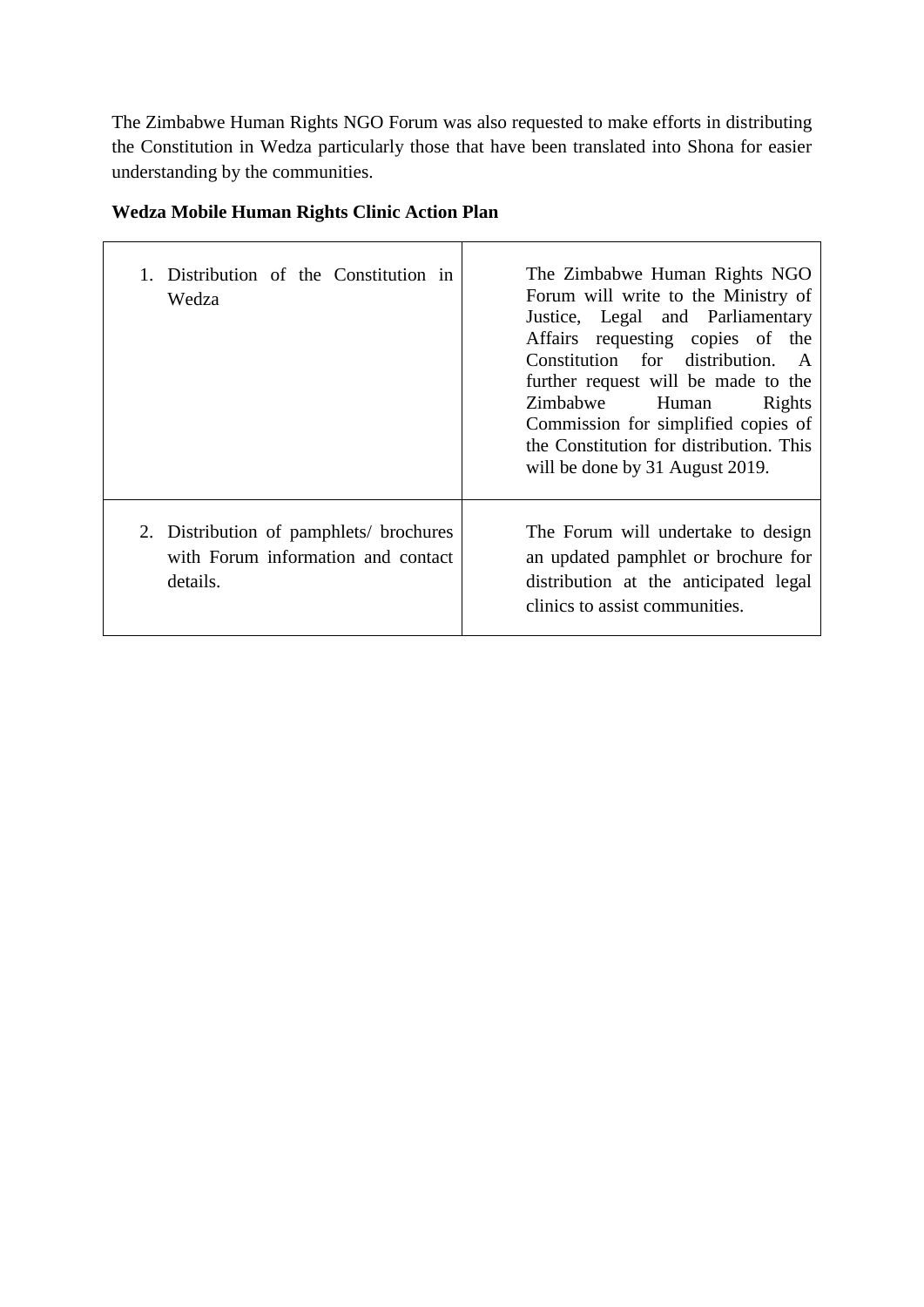The Zimbabwe Human Rights NGO Forum was also requested to make efforts in distributing the Constitution in Wedza particularly those that have been translated into Shona for easier understanding by the communities.

**Wedza Mobile Human Rights Clinic Action Plan**

| | |
|---|---|
| 1. Distribution of the Constitution in Wedza | The Zimbabwe Human Rights NGO Forum will write to the Ministry of Justice, Legal and Parliamentary Affairs requesting copies of the Constitution for distribution. A further request will be made to the Zimbabwe Human Rights Commission for simplified copies of the Constitution for distribution. This will be done by 31 August 2019. |
| 2. Distribution of pamphlets/ brochures with Forum information and contact details. | The Forum will undertake to design an updated pamphlet or brochure for distribution at the anticipated legal clinics to assist communities. |